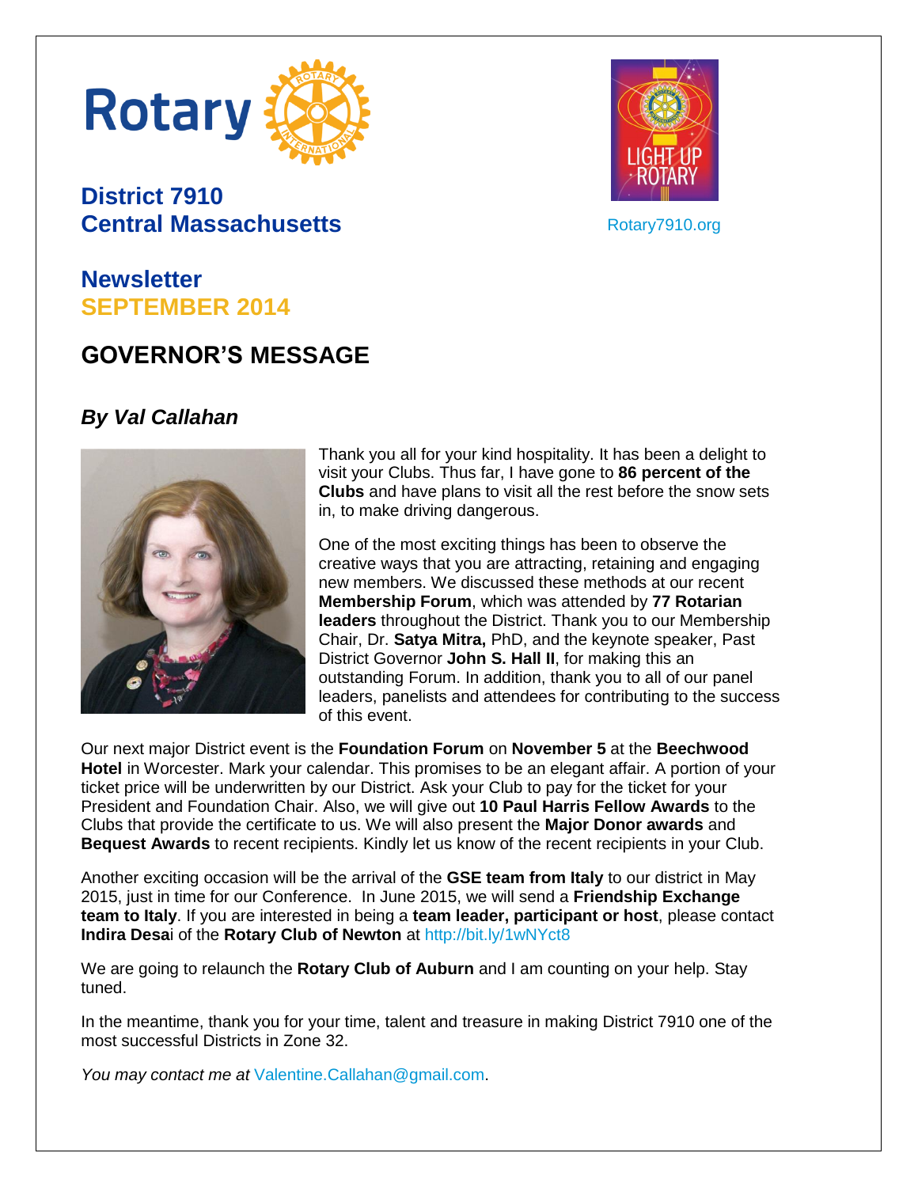Rotary

**District 7910**
**Central Massachusetts**

Rotary7910.org

## Newsletter
## SEPTEMBER 2014

# GOVERNOR'S MESSAGE

### *By Val Callahan*

Thank you all for your kind hospitality. It has been a delight to visit your Clubs. Thus far, I have gone to **86 percent of the Clubs** and have plans to visit all the rest before the snow sets in, to make driving dangerous.

One of the most exciting things has been to observe the creative ways that you are attracting, retaining and engaging new members. We discussed these methods at our recent **Membership Forum**, which was attended by **77 Rotarian leaders** throughout the District. Thank you to our Membership Chair, Dr. **Satya Mitra,** PhD, and the keynote speaker, Past District Governor **John S. Hall II**, for making this an outstanding Forum. In addition, thank you to all of our panel leaders, panelists and attendees for contributing to the success of this event.

Our next major District event is the **Foundation Forum** on **November 5** at the **Beechwood Hotel** in Worcester. Mark your calendar. This promises to be an elegant affair. A portion of your ticket price will be underwritten by our District. Ask your Club to pay for the ticket for your President and Foundation Chair. Also, we will give out **10 Paul Harris Fellow Awards** to the Clubs that provide the certificate to us. We will also present the **Major Donor awards** and **Bequest Awards** to recent recipients. Kindly let us know of the recent recipients in your Club.

Another exciting occasion will be the arrival of the **GSE team from Italy** to our district in May 2015, just in time for our Conference. In June 2015, we will send a **Friendship Exchange team to Italy**. If you are interested in being a **team leader, participant or host**, please contact **Indira Desai** of the **Rotary Club of Newton** at http://bit.ly/1wNYct8

We are going to relaunch the **Rotary Club of Auburn** and I am counting on your help. Stay tuned.

In the meantime, thank you for your time, talent and treasure in making District 7910 one of the most successful Districts in Zone 32.

*You may contact me at* Valentine.Callahan@gmail.com.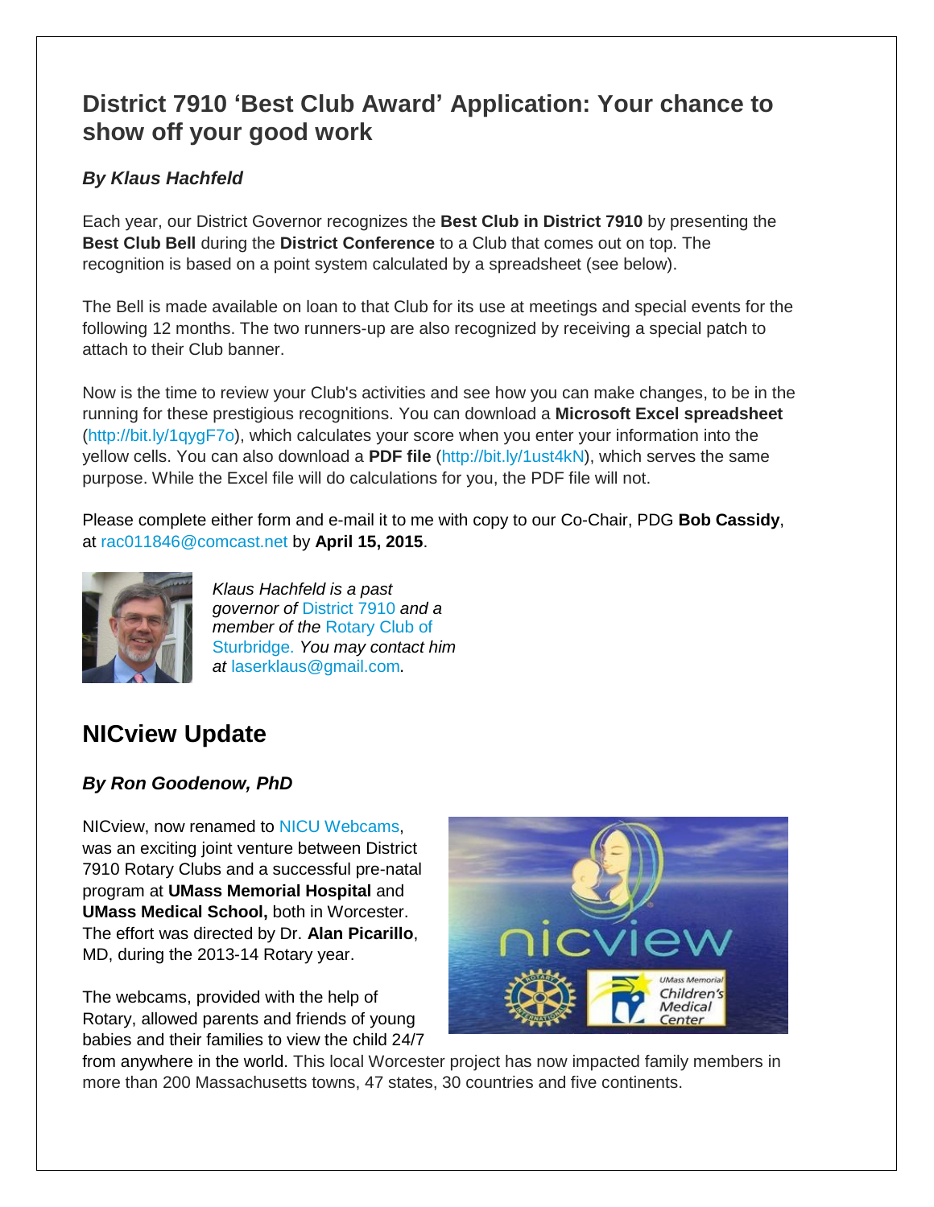## District 7910 'Best Club Award' Application: Your chance to show off your good work

***By Klaus Hachfeld***

Each year, our District Governor recognizes the **Best Club in District 7910** by presenting the **Best Club Bell** during the **District Conference** to a Club that comes out on top. The recognition is based on a point system calculated by a spreadsheet (see below).

The Bell is made available on loan to that Club for its use at meetings and special events for the following 12 months. The two runners-up are also recognized by receiving a special patch to attach to their Club banner.

Now is the time to review your Club's activities and see how you can make changes, to be in the running for these prestigious recognitions. You can download a **Microsoft Excel spreadsheet** (http://bit.ly/1qygF7o), which calculates your score when you enter your information into the yellow cells. You can also download a **PDF file** (http://bit.ly/1ust4kN), which serves the same purpose. While the Excel file will do calculations for you, the PDF file will not.

Please complete either form and e-mail it to me with copy to our Co-Chair, PDG **Bob Cassidy**, at rac011846@comcast.net by **April 15, 2015**.

*Klaus Hachfeld is a past governor of* District 7910 *and a member of the* Rotary Club of Sturbridge. *You may contact him at* laserklaus@gmail.com*.*

## NICview Update

***By Ron Goodenow, PhD***

NICview, now renamed to NICU Webcams, was an exciting joint venture between District 7910 Rotary Clubs and a successful pre-natal program at **UMass Memorial Hospital** and **UMass Medical School,** both in Worcester. The effort was directed by Dr. **Alan Picarillo**, MD, during the 2013-14 Rotary year.

The webcams, provided with the help of Rotary, allowed parents and friends of young babies and their families to view the child 24/7 from anywhere in the world. This local Worcester project has now impacted family members in more than 200 Massachusetts towns, 47 states, 30 countries and five continents.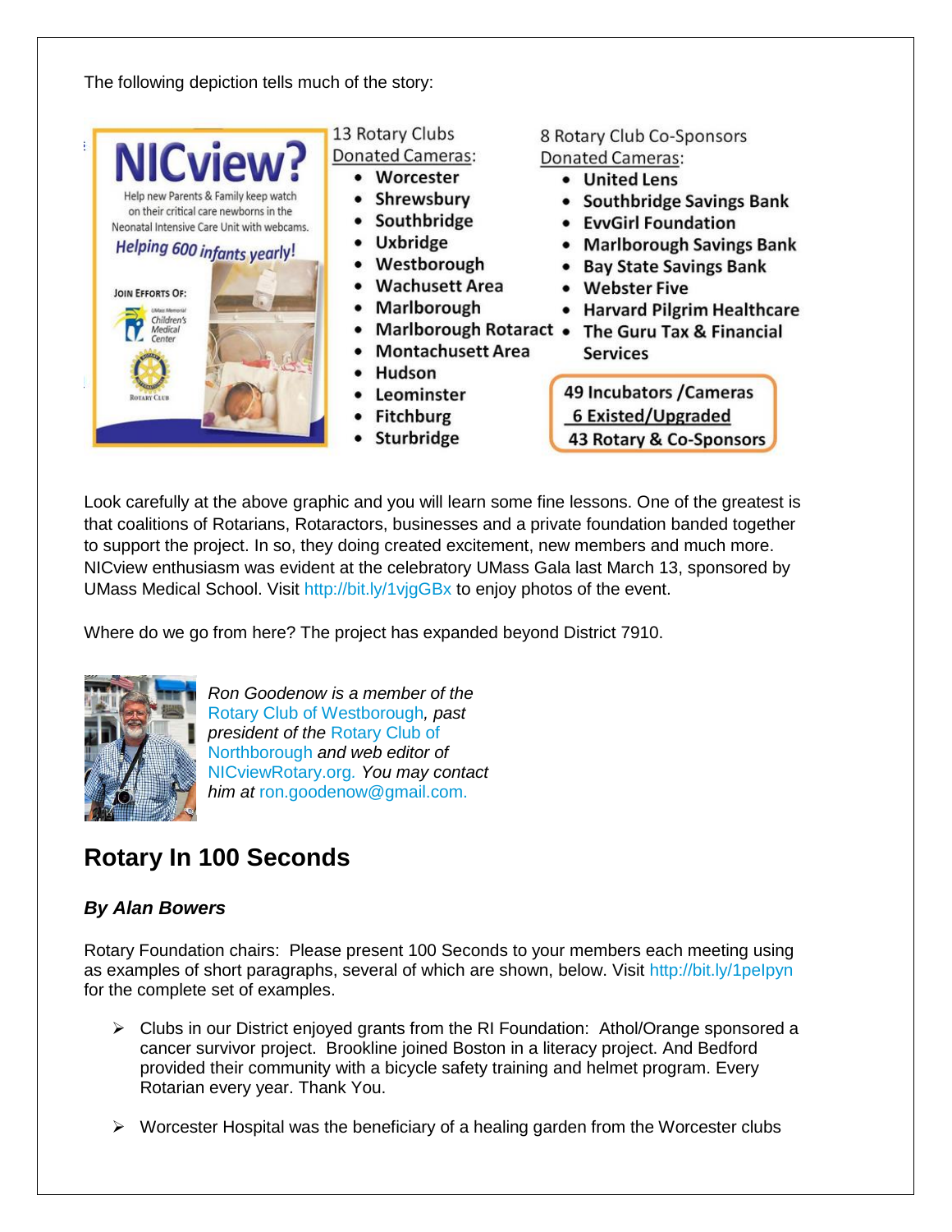The following depiction tells much of the story:

**NICview?**

Help new Parents & Family keep watch on their critical care newborns in the Neonatal Intensive Care Unit with webcams.

*Helping 600 infants yearly!*

JOIN EFFORTS OF:

UMass Memorial Children's Medical Center

Rotary Club

13 Rotary Clubs Donated Cameras:

- Worcester
- Shrewsbury
- Southbridge
- Uxbridge
- Westborough
- Wachusett Area
- Marlborough
- Marlborough Rotaract
- Montachusett Area
- Hudson
- Leominster
- Fitchburg
- Sturbridge

8 Rotary Club Co-Sponsors Donated Cameras:

- United Lens
- Southbridge Savings Bank
- EvvGirl Foundation
- Marlborough Savings Bank
- Bay State Savings Bank
- Webster Five
- Harvard Pilgrim Healthcare
- The Guru Tax & Financial Services

49 Incubators /Cameras
6 Existed/Upgraded
43 Rotary & Co-Sponsors

Look carefully at the above graphic and you will learn some fine lessons. One of the greatest is that coalitions of Rotarians, Rotaractors, businesses and a private foundation banded together to support the project. In so, they doing created excitement, new members and much more. NICview enthusiasm was evident at the celebratory UMass Gala last March 13, sponsored by UMass Medical School. Visit http://bit.ly/1vjgGBx to enjoy photos of the event.

Where do we go from here? The project has expanded beyond District 7910.

*Ron Goodenow is a member of the Rotary Club of Westborough, past president of the Rotary Club of Northborough and web editor of NICviewRotary.org. You may contact him at ron.goodenow@gmail.com.*

## Rotary In 100 Seconds

### *By Alan Bowers*

Rotary Foundation chairs: Please present 100 Seconds to your members each meeting using as examples of short paragraphs, several of which are shown, below. Visit http://bit.ly/1peIpyn for the complete set of examples.

- Clubs in our District enjoyed grants from the RI Foundation: Athol/Orange sponsored a cancer survivor project. Brookline joined Boston in a literacy project. And Bedford provided their community with a bicycle safety training and helmet program. Every Rotarian every year. Thank You.
- Worcester Hospital was the beneficiary of a healing garden from the Worcester clubs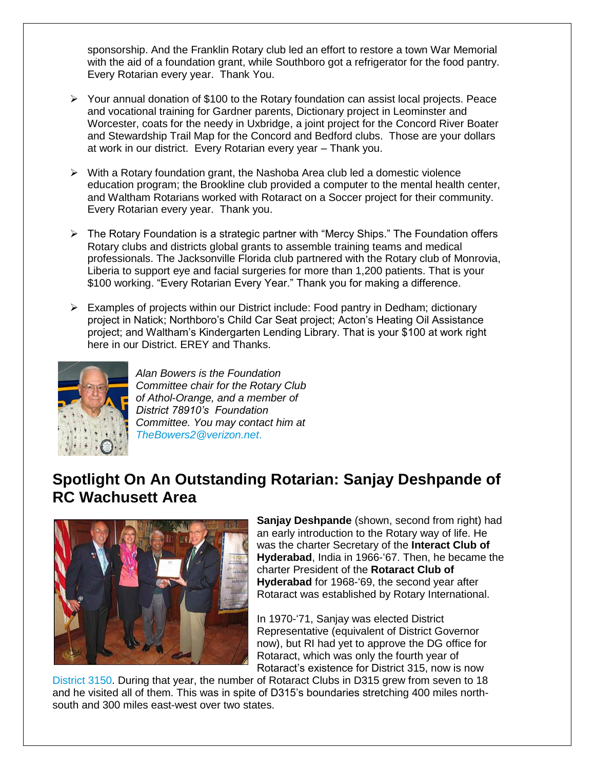sponsorship. And the Franklin Rotary club led an effort to restore a town War Memorial with the aid of a foundation grant, while Southboro got a refrigerator for the food pantry. Every Rotarian every year. Thank You.

- Your annual donation of $100 to the Rotary foundation can assist local projects. Peace and vocational training for Gardner parents, Dictionary project in Leominster and Worcester, coats for the needy in Uxbridge, a joint project for the Concord River Boater and Stewardship Trail Map for the Concord and Bedford clubs. Those are your dollars at work in our district. Every Rotarian every year – Thank you.
- With a Rotary foundation grant, the Nashoba Area club led a domestic violence education program; the Brookline club provided a computer to the mental health center, and Waltham Rotarians worked with Rotaract on a Soccer project for their community. Every Rotarian every year. Thank you.
- The Rotary Foundation is a strategic partner with "Mercy Ships." The Foundation offers Rotary clubs and districts global grants to assemble training teams and medical professionals. The Jacksonville Florida club partnered with the Rotary club of Monrovia, Liberia to support eye and facial surgeries for more than 1,200 patients. That is your $100 working. "Every Rotarian Every Year." Thank you for making a difference.
- Examples of projects within our District include: Food pantry in Dedham; dictionary project in Natick; Northboro's Child Car Seat project; Acton's Heating Oil Assistance project; and Waltham's Kindergarten Lending Library. That is your $100 at work right here in our District. EREY and Thanks.

*Alan Bowers is the Foundation Committee chair for the Rotary Club of Athol-Orange, and a member of District 78910's Foundation Committee. You may contact him at TheBowers2@verizon.net.*

## Spotlight On An Outstanding Rotarian: Sanjay Deshpande of RC Wachusett Area

**Sanjay Deshpande** (shown, second from right) had an early introduction to the Rotary way of life. He was the charter Secretary of the **Interact Club of Hyderabad**, India in 1966-'67. Then, he became the charter President of the **Rotaract Club of Hyderabad** for 1968-'69, the second year after Rotaract was established by Rotary International.

In 1970-'71, Sanjay was elected District Representative (equivalent of District Governor now), but RI had yet to approve the DG office for Rotaract, which was only the fourth year of Rotaract's existence for District 315, now is now District 3150. During that year, the number of Rotaract Clubs in D315 grew from seven to 18 and he visited all of them. This was in spite of D315's boundaries stretching 400 miles north-south and 300 miles east-west over two states.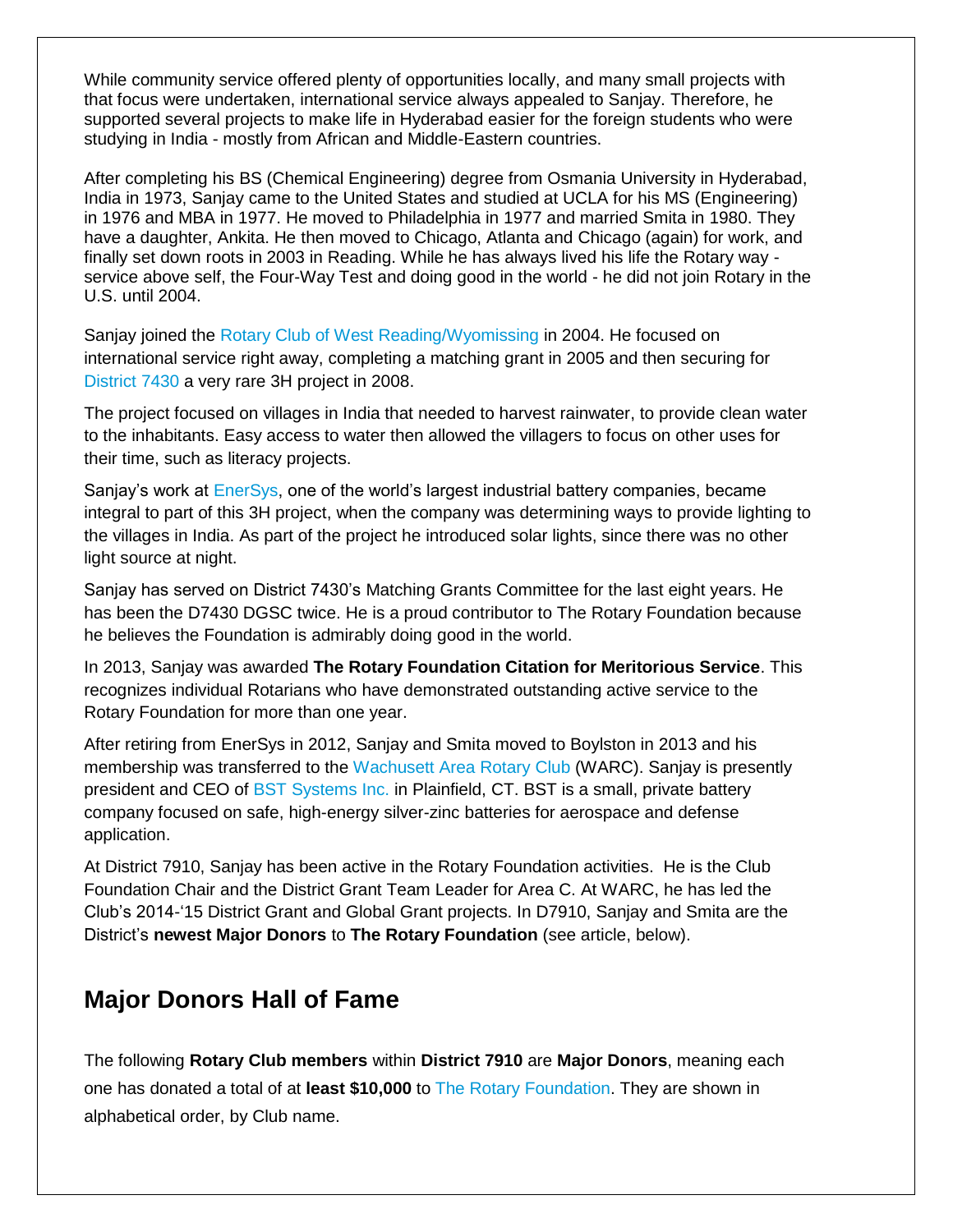While community service offered plenty of opportunities locally, and many small projects with that focus were undertaken, international service always appealed to Sanjay. Therefore, he supported several projects to make life in Hyderabad easier for the foreign students who were studying in India - mostly from African and Middle-Eastern countries.

After completing his BS (Chemical Engineering) degree from Osmania University in Hyderabad, India in 1973, Sanjay came to the United States and studied at UCLA for his MS (Engineering) in 1976 and MBA in 1977. He moved to Philadelphia in 1977 and married Smita in 1980. They have a daughter, Ankita. He then moved to Chicago, Atlanta and Chicago (again) for work, and finally set down roots in 2003 in Reading. While he has always lived his life the Rotary way - service above self, the Four-Way Test and doing good in the world - he did not join Rotary in the U.S. until 2004.

Sanjay joined the Rotary Club of West Reading/Wyomissing in 2004. He focused on international service right away, completing a matching grant in 2005 and then securing for District 7430 a very rare 3H project in 2008.

The project focused on villages in India that needed to harvest rainwater, to provide clean water to the inhabitants. Easy access to water then allowed the villagers to focus on other uses for their time, such as literacy projects.

Sanjay's work at EnerSys, one of the world's largest industrial battery companies, became integral to part of this 3H project, when the company was determining ways to provide lighting to the villages in India. As part of the project he introduced solar lights, since there was no other light source at night.

Sanjay has served on District 7430's Matching Grants Committee for the last eight years. He has been the D7430 DGSC twice. He is a proud contributor to The Rotary Foundation because he believes the Foundation is admirably doing good in the world.

In 2013, Sanjay was awarded **The Rotary Foundation Citation for Meritorious Service**. This recognizes individual Rotarians who have demonstrated outstanding active service to the Rotary Foundation for more than one year.

After retiring from EnerSys in 2012, Sanjay and Smita moved to Boylston in 2013 and his membership was transferred to the Wachusett Area Rotary Club (WARC). Sanjay is presently president and CEO of BST Systems Inc. in Plainfield, CT. BST is a small, private battery company focused on safe, high-energy silver-zinc batteries for aerospace and defense application.

At District 7910, Sanjay has been active in the Rotary Foundation activities. He is the Club Foundation Chair and the District Grant Team Leader for Area C. At WARC, he has led the Club's 2014-'15 District Grant and Global Grant projects. In D7910, Sanjay and Smita are the District's **newest Major Donors** to **The Rotary Foundation** (see article, below).

## Major Donors Hall of Fame

The following **Rotary Club members** within **District 7910** are **Major Donors**, meaning each one has donated a total of at **least $10,000** to The Rotary Foundation. They are shown in alphabetical order, by Club name.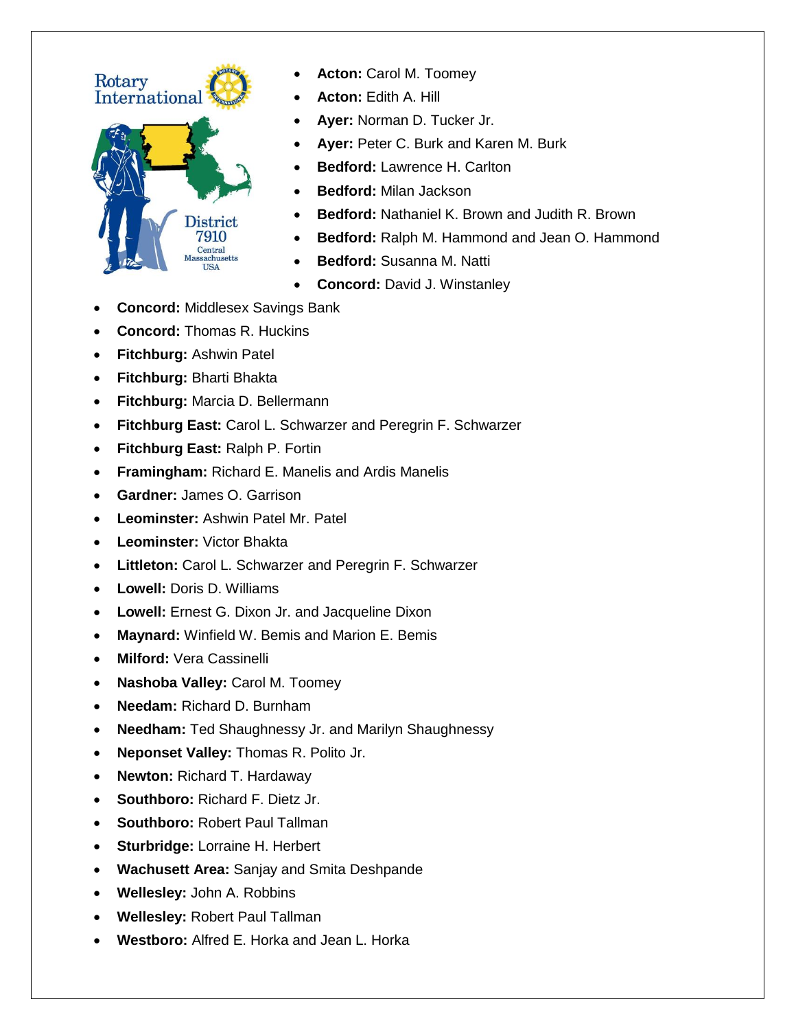- **Acton:** Carol M. Toomey
- **Acton:** Edith A. Hill
- **Ayer:** Norman D. Tucker Jr.
- **Ayer:** Peter C. Burk and Karen M. Burk
- **Bedford:** Lawrence H. Carlton
- **Bedford:** Milan Jackson
- **Bedford:** Nathaniel K. Brown and Judith R. Brown
- **Bedford:** Ralph M. Hammond and Jean O. Hammond
- **Bedford:** Susanna M. Natti
- **Concord:** David J. Winstanley
- **Concord:** Middlesex Savings Bank
- **Concord:** Thomas R. Huckins
- **Fitchburg:** Ashwin Patel
- **Fitchburg:** Bharti Bhakta
- **Fitchburg:** Marcia D. Bellermann
- **Fitchburg East:** Carol L. Schwarzer and Peregrin F. Schwarzer
- **Fitchburg East:** Ralph P. Fortin
- **Framingham:** Richard E. Manelis and Ardis Manelis
- **Gardner:** James O. Garrison
- **Leominster:** Ashwin Patel Mr. Patel
- **Leominster:** Victor Bhakta
- **Littleton:** Carol L. Schwarzer and Peregrin F. Schwarzer
- **Lowell:** Doris D. Williams
- **Lowell:** Ernest G. Dixon Jr. and Jacqueline Dixon
- **Maynard:** Winfield W. Bemis and Marion E. Bemis
- **Milford:** Vera Cassinelli
- **Nashoba Valley:** Carol M. Toomey
- **Needam:** Richard D. Burnham
- **Needham:** Ted Shaughnessy Jr. and Marilyn Shaughnessy
- **Neponset Valley:** Thomas R. Polito Jr.
- **Newton:** Richard T. Hardaway
- **Southboro:** Richard F. Dietz Jr.
- **Southboro:** Robert Paul Tallman
- **Sturbridge:** Lorraine H. Herbert
- **Wachusett Area:** Sanjay and Smita Deshpande
- **Wellesley:** John A. Robbins
- **Wellesley:** Robert Paul Tallman
- **Westboro:** Alfred E. Horka and Jean L. Horka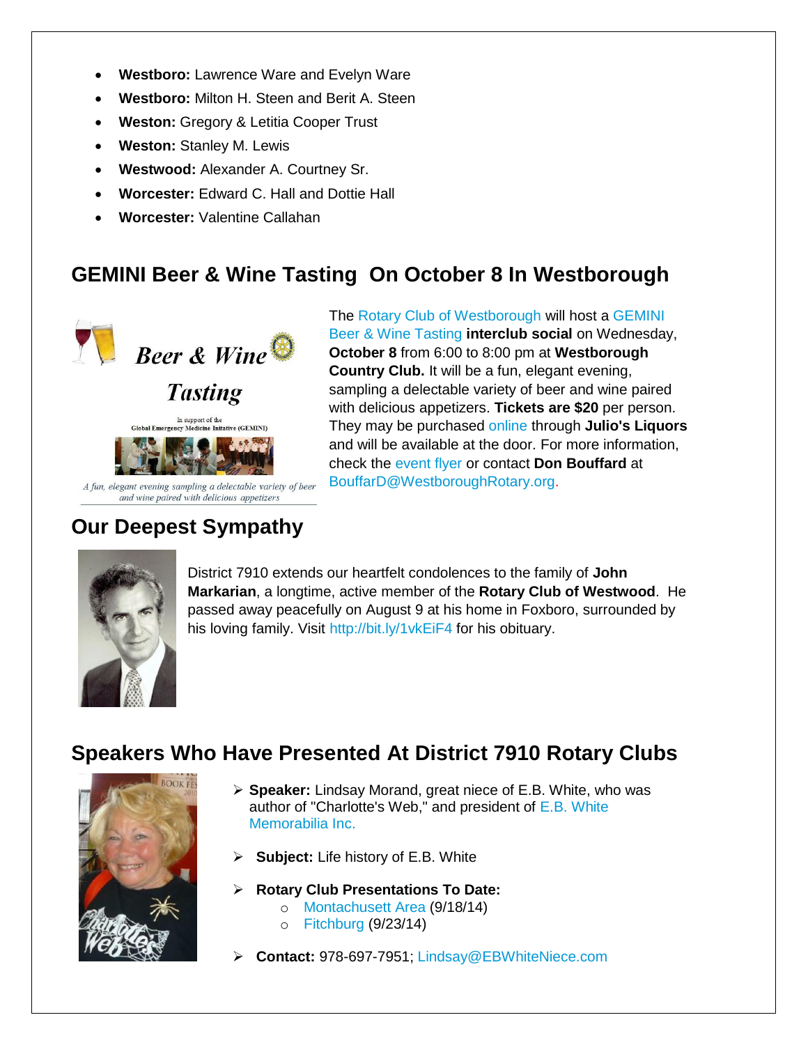- **Westboro:** Lawrence Ware and Evelyn Ware
- **Westboro:** Milton H. Steen and Berit A. Steen
- **Weston:** Gregory & Letitia Cooper Trust
- **Weston:** Stanley M. Lewis
- **Westwood:** Alexander A. Courtney Sr.
- **Worcester:** Edward C. Hall and Dottie Hall
- **Worcester:** Valentine Callahan

## GEMINI Beer & Wine Tasting On October 8 In Westborough

*Beer & Wine Tasting*

In support of the Global Emergency Medicine Initative (GEMINI)

*A fun, elegant evening sampling a delectable variety of beer and wine paired with delicious appetizers*

The Rotary Club of Westborough will host a GEMINI Beer & Wine Tasting **interclub social** on Wednesday, **October 8** from 6:00 to 8:00 pm at **Westborough Country Club.** It will be a fun, elegant evening, sampling a delectable variety of beer and wine paired with delicious appetizers. **Tickets are $20** per person. They may be purchased online through **Julio's Liquors** and will be available at the door. For more information, check the event flyer or contact **Don Bouffard** at BouffarD@WestboroughRotary.org.

## Our Deepest Sympathy

District 7910 extends our heartfelt condolences to the family of **John Markarian**, a longtime, active member of the **Rotary Club of Westwood**. He passed away peacefully on August 9 at his home in Foxboro, surrounded by his loving family. Visit http://bit.ly/1vkEiF4 for his obituary.

## Speakers Who Have Presented At District 7910 Rotary Clubs

- **Speaker:** Lindsay Morand, great niece of E.B. White, who was author of "Charlotte's Web," and president of E.B. White Memorabilia Inc.
- **Subject:** Life history of E.B. White
- **Rotary Club Presentations To Date:**
  - Montachusett Area (9/18/14)
  - Fitchburg (9/23/14)
- **Contact:** 978-697-7951; Lindsay@EBWhiteNiece.com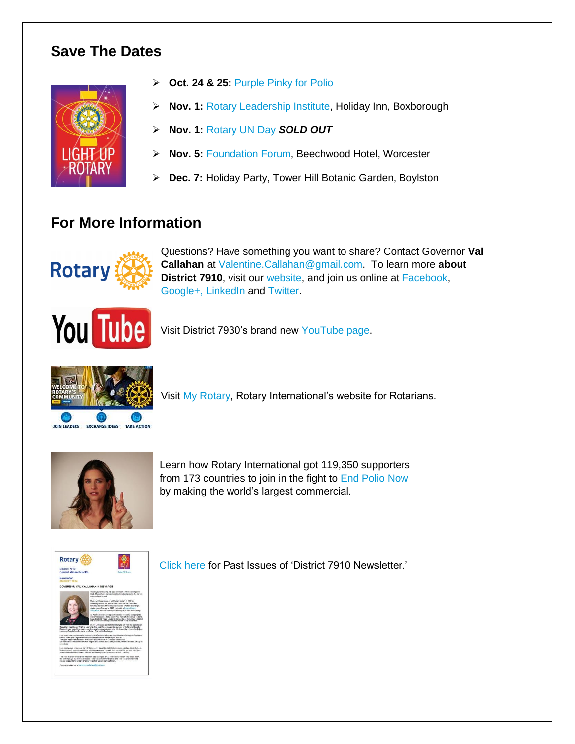## Save The Dates

- **Oct. 24 & 25:** Purple Pinky for Polio
- **Nov. 1:** Rotary Leadership Institute, Holiday Inn, Boxborough
- **Nov. 1:** Rotary UN Day ***SOLD OUT***
- **Nov. 5:** Foundation Forum, Beechwood Hotel, Worcester
- **Dec. 7:** Holiday Party, Tower Hill Botanic Garden, Boylston

## For More Information

Questions? Have something you want to share? Contact Governor **Val Callahan** at Valentine.Callahan@gmail.com. To learn more **about District 7910**, visit our website, and join us online at Facebook, Google+, LinkedIn and Twitter.

Visit District 7930's brand new YouTube page.

Visit My Rotary, Rotary International's website for Rotarians.

Learn how Rotary International got 119,350 supporters from 173 countries to join in the fight to End Polio Now by making the world's largest commercial.

Click here for Past Issues of 'District 7910 Newsletter.'